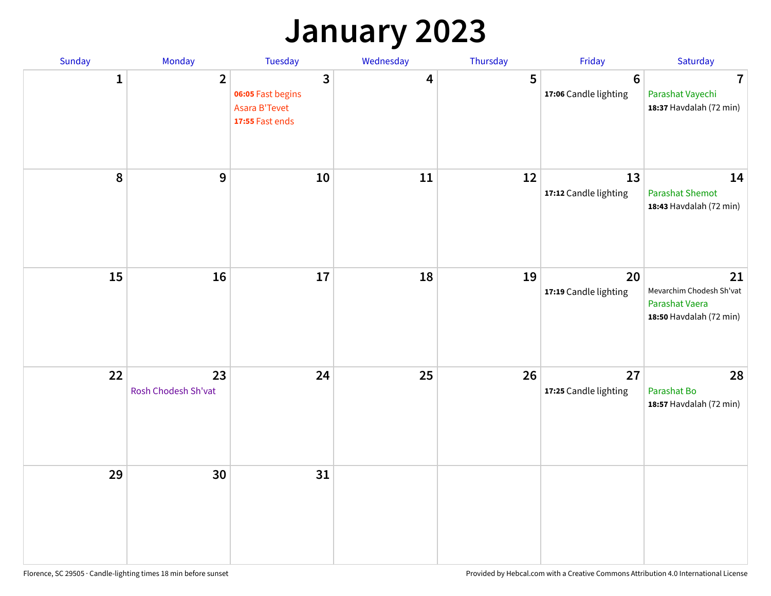# January 2023

| Sunday | Monday | Tuesday | Wednesday | Thursday | Friday | Saturday |
|---|---|---|---|---|---|---|
| 1 | 2 | 3<br>**06:05** Fast begins<br>Asara B'Tevet<br>**17:55** Fast ends | 4 | 5 | 6<br>**17:06** Candle lighting | 7<br>Parashat Vayechi<br>**18:37** Havdalah (72 min) |
| 8 | 9 | 10 | 11 | 12 | 13<br>**17:12** Candle lighting | 14<br>Parashat Shemot<br>**18:43** Havdalah (72 min) |
| 15 | 16 | 17 | 18 | 19 | 20<br>**17:19** Candle lighting | 21<br>Mevarchim Chodesh Sh'vat<br>Parashat Vaera<br>**18:50** Havdalah (72 min) |
| 22 | 23<br>Rosh Chodesh Sh'vat | 24 | 25 | 26 | 27<br>**17:25** Candle lighting | 28<br>Parashat Bo<br>**18:57** Havdalah (72 min) |
| 29 | 30 | 31 | | | | |

Florence, SC 29505 · Candle-lighting times 18 min before sunset

Provided by Hebcal.com with a Creative Commons Attribution 4.0 International License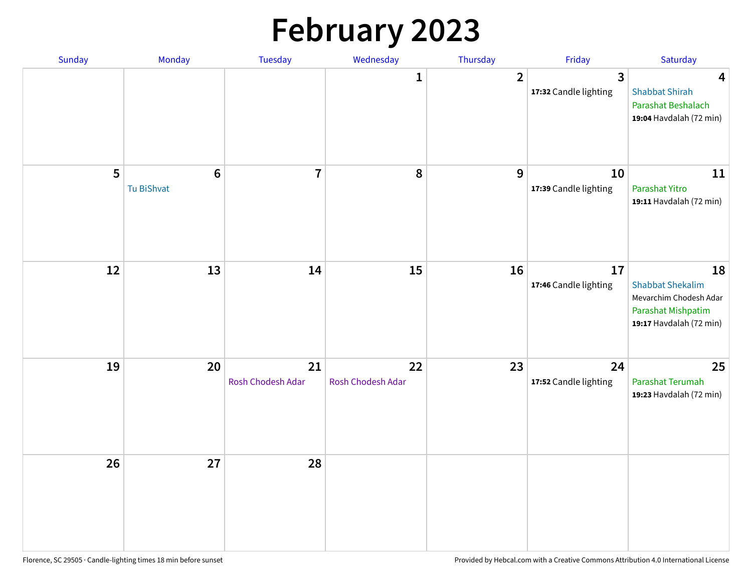# February 2023

| Sunday | Monday | Tuesday | Wednesday | Thursday | Friday | Saturday |
|---|---|---|---|---|---|---|
| | | | 1 | 2 | 3<br>**17:32** Candle lighting | 4<br>Shabbat Shirah<br>Parashat Beshalach<br>**19:04** Havdalah (72 min) |
| 5 | 6<br>Tu BiShvat | 7 | 8 | 9 | 10<br>**17:39** Candle lighting | 11<br>Parashat Yitro<br>**19:11** Havdalah (72 min) |
| 12 | 13 | 14 | 15 | 16 | 17<br>**17:46** Candle lighting | 18<br>Shabbat Shekalim<br>Mevarchim Chodesh Adar<br>Parashat Mishpatim<br>**19:17** Havdalah (72 min) |
| 19 | 20 | 21<br>Rosh Chodesh Adar | 22<br>Rosh Chodesh Adar | 23 | 24<br>**17:52** Candle lighting | 25<br>Parashat Terumah<br>**19:23** Havdalah (72 min) |
| 26 | 27 | 28 | | | | |

Florence, SC 29505 · Candle-lighting times 18 min before sunset

Provided by Hebcal.com with a Creative Commons Attribution 4.0 International License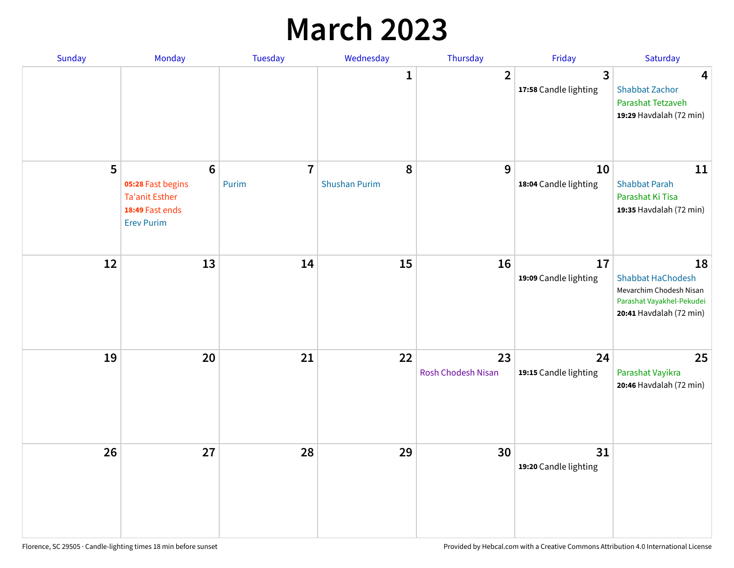# March 2023

| Sunday | Monday | Tuesday | Wednesday | Thursday | Friday | Saturday |
|---|---|---|---|---|---|---|
| | | | 1 | 2 | 3<br>**17:58** Candle lighting | 4<br>Shabbat Zachor<br>Parashat Tetzaveh<br>**19:29** Havdalah (72 min) |
| 5 | 6<br>**05:28** Fast begins<br>Ta'anit Esther<br>**18:49** Fast ends<br>Erev Purim | 7<br>Purim | 8<br>Shushan Purim | 9 | 10<br>**18:04** Candle lighting | 11<br>Shabbat Parah<br>Parashat Ki Tisa<br>**19:35** Havdalah (72 min) |
| 12 | 13 | 14 | 15 | 16 | 17<br>**19:09** Candle lighting | 18<br>Shabbat HaChodesh<br>Mevarchim Chodesh Nisan<br>Parashat Vayakhel-Pekudei<br>**20:41** Havdalah (72 min) |
| 19 | 20 | 21 | 22 | 23<br>Rosh Chodesh Nisan | 24<br>**19:15** Candle lighting | 25<br>Parashat Vayikra<br>**20:46** Havdalah (72 min) |
| 26 | 27 | 28 | 29 | 30 | 31<br>**19:20** Candle lighting | |

Florence, SC 29505 · Candle-lighting times 18 min before sunset

Provided by Hebcal.com with a Creative Commons Attribution 4.0 International License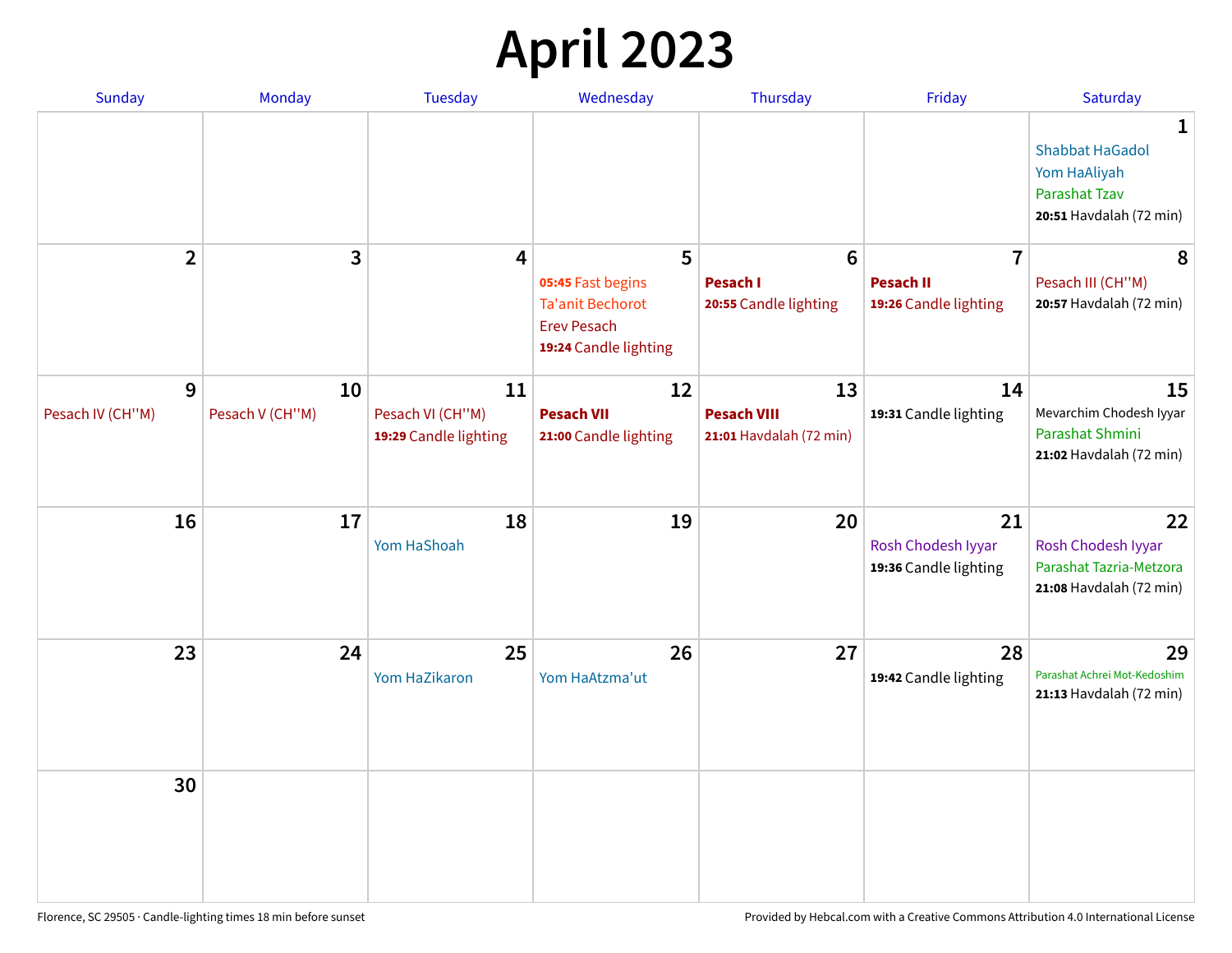# April 2023

| Sunday | Monday | Tuesday | Wednesday | Thursday | Friday | Saturday |
|---|---|---|---|---|---|---|
| | | | | | | **1**<br>Shabbat HaGadol<br>Yom HaAliyah<br>Parashat Tzav<br>**20:51** Havdalah (72 min) |
| **2** | **3** | **4** | **5**<br>**05:45** Fast begins<br>Ta'anit Bechorot<br>Erev Pesach<br>**19:24** Candle lighting | **6**<br>**Pesach I**<br>**20:55** Candle lighting | **7**<br>**Pesach II**<br>**19:26** Candle lighting | **8**<br>Pesach III (CH''M)<br>**20:57** Havdalah (72 min) |
| **9**<br>Pesach IV (CH''M) | **10**<br>Pesach V (CH''M) | **11**<br>Pesach VI (CH''M)<br>**19:29** Candle lighting | **12**<br>**Pesach VII**<br>**21:00** Candle lighting | **13**<br>**Pesach VIII**<br>**21:01** Havdalah (72 min) | **14**<br>**19:31** Candle lighting | **15**<br>Mevarchim Chodesh Iyyar<br>Parashat Shmini<br>**21:02** Havdalah (72 min) |
| **16** | **17** | **18**<br>Yom HaShoah | **19** | **20** | **21**<br>Rosh Chodesh Iyyar<br>**19:36** Candle lighting | **22**<br>Rosh Chodesh Iyyar<br>Parashat Tazria-Metzora<br>**21:08** Havdalah (72 min) |
| **23** | **24** | **25**<br>Yom HaZikaron | **26**<br>Yom HaAtzma'ut | **27** | **28**<br>**19:42** Candle lighting | **29**<br>Parashat Achrei Mot-Kedoshim<br>**21:13** Havdalah (72 min) |
| **30** | | | | | | |

Florence, SC 29505 · Candle-lighting times 18 min before sunset

Provided by Hebcal.com with a Creative Commons Attribution 4.0 International License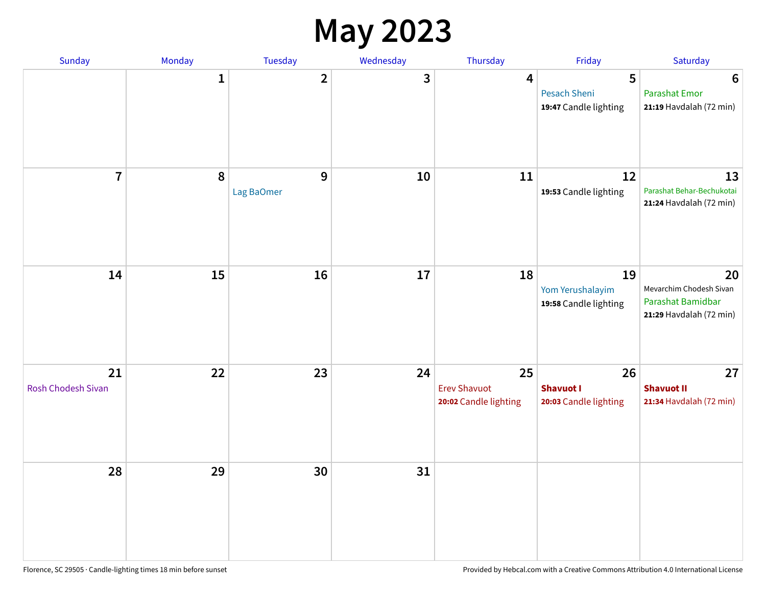# May 2023

| Sunday | Monday | Tuesday | Wednesday | Thursday | Friday | Saturday |
|---|---|---|---|---|---|---|
| | 1 | 2 | 3 | 4 | 5<br>Pesach Sheni<br>**19:47** Candle lighting | 6<br>Parashat Emor<br>**21:19** Havdalah (72 min) |
| 7 | 8 | 9<br>Lag BaOmer | 10 | 11 | 12<br>**19:53** Candle lighting | 13<br>Parashat Behar-Bechukotai<br>**21:24** Havdalah (72 min) |
| 14 | 15 | 16 | 17 | 18 | 19<br>Yom Yerushalayim<br>**19:58** Candle lighting | 20<br>Mevarchim Chodesh Sivan<br>Parashat Bamidbar<br>**21:29** Havdalah (72 min) |
| 21<br>Rosh Chodesh Sivan | 22 | 23 | 24 | 25<br>Erev Shavuot<br>**20:02** Candle lighting | 26<br>**Shavuot I**<br>**20:03** Candle lighting | 27<br>**Shavuot II**<br>**21:34** Havdalah (72 min) |
| 28 | 29 | 30 | 31 | | | |

Florence, SC 29505 · Candle-lighting times 18 min before sunset

Provided by Hebcal.com with a Creative Commons Attribution 4.0 International License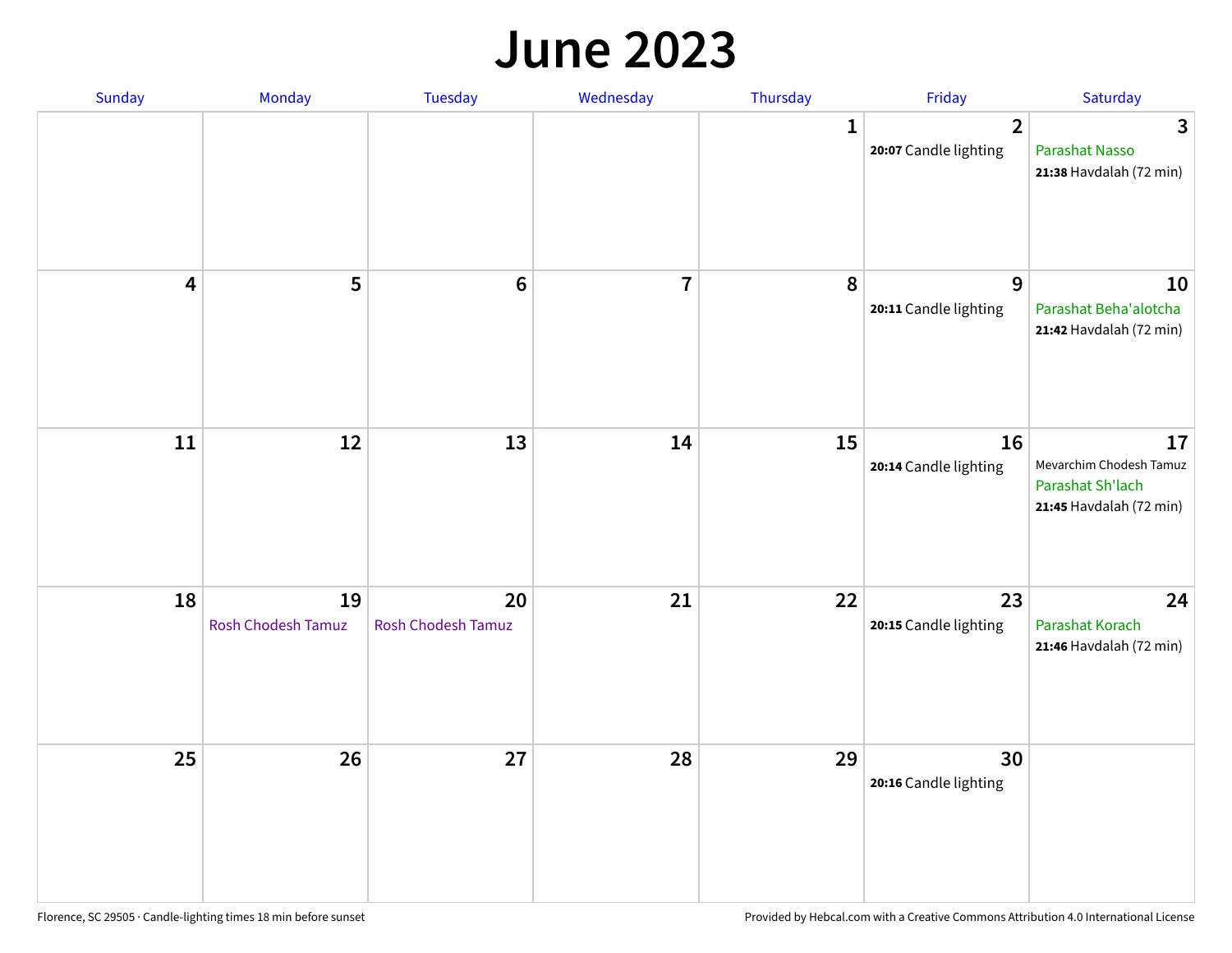# June 2023

| Sunday | Monday | Tuesday | Wednesday | Thursday | Friday | Saturday |
|---|---|---|---|---|---|---|
| | | | | 1 | 2<br>**20:07** Candle lighting | 3<br>Parashat Nasso<br>**21:38** Havdalah (72 min) |
| 4 | 5 | 6 | 7 | 8 | 9<br>**20:11** Candle lighting | 10<br>Parashat Beha'alotcha<br>**21:42** Havdalah (72 min) |
| 11 | 12 | 13 | 14 | 15 | 16<br>**20:14** Candle lighting | 17<br>Mevarchim Chodesh Tamuz<br>Parashat Sh'lach<br>**21:45** Havdalah (72 min) |
| 18 | 19<br>Rosh Chodesh Tamuz | 20<br>Rosh Chodesh Tamuz | 21 | 22 | 23<br>**20:15** Candle lighting | 24<br>Parashat Korach<br>**21:46** Havdalah (72 min) |
| 25 | 26 | 27 | 28 | 29 | 30<br>**20:16** Candle lighting | |

Florence, SC 29505 · Candle-lighting times 18 min before sunset

Provided by Hebcal.com with a Creative Commons Attribution 4.0 International License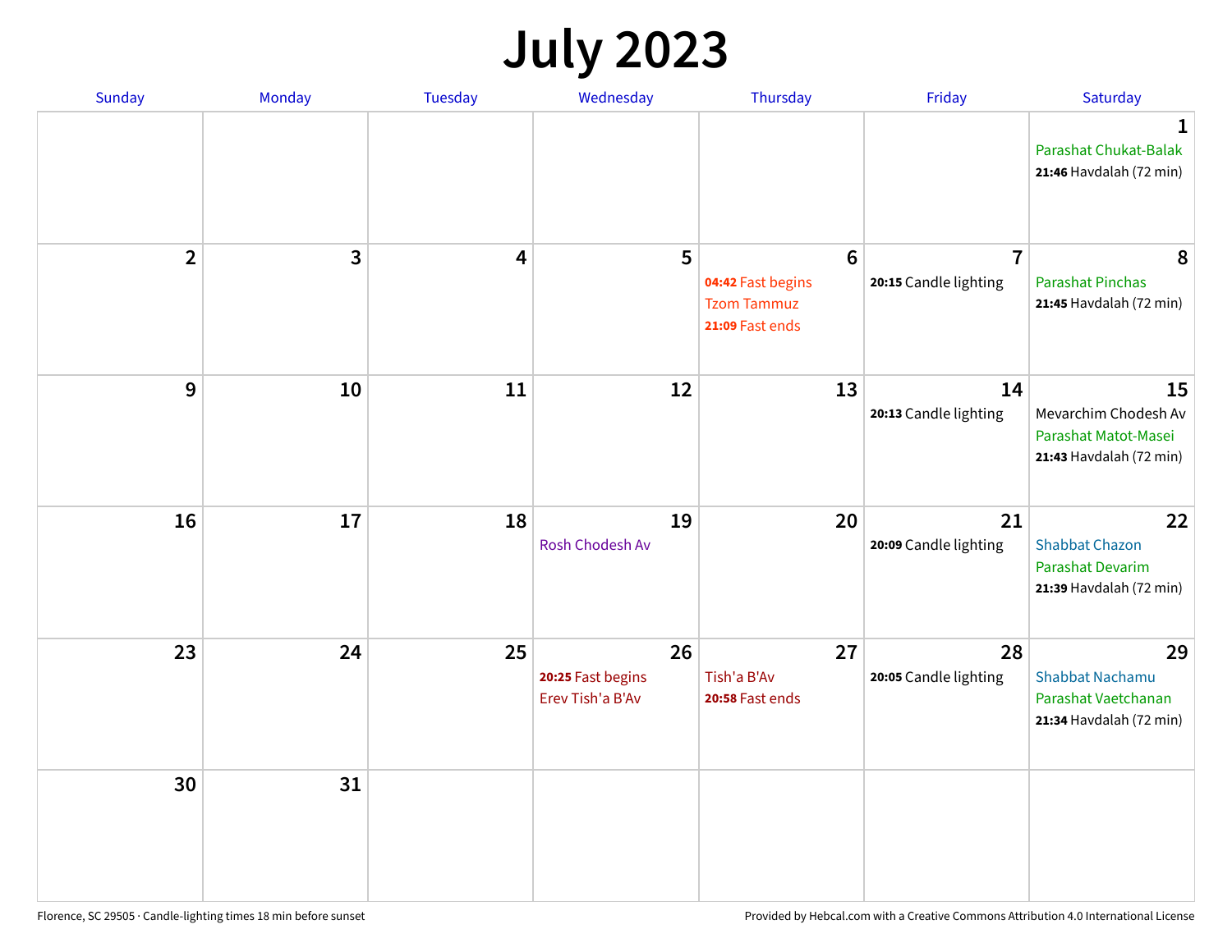# July 2023

| Sunday | Monday | Tuesday | Wednesday | Thursday | Friday | Saturday |
|---|---|---|---|---|---|---|
| | | | | | | **1** Parashat Chukat-Balak **21:46** Havdalah (72 min) |
| **2** | **3** | **4** | **5** | **6** **04:42** Fast begins Tzom Tammuz **21:09** Fast ends | **7** **20:15** Candle lighting | **8** Parashat Pinchas **21:45** Havdalah (72 min) |
| **9** | **10** | **11** | **12** | **13** | **14** **20:13** Candle lighting | **15** Mevarchim Chodesh Av Parashat Matot-Masei **21:43** Havdalah (72 min) |
| **16** | **17** | **18** | **19** Rosh Chodesh Av | **20** | **21** **20:09** Candle lighting | **22** Shabbat Chazon Parashat Devarim **21:39** Havdalah (72 min) |
| **23** | **24** | **25** | **26** **20:25** Fast begins Erev Tish'a B'Av | **27** Tish'a B'Av **20:58** Fast ends | **28** **20:05** Candle lighting | **29** Shabbat Nachamu Parashat Vaetchanan **21:34** Havdalah (72 min) |
| **30** | **31** | | | | | |

Florence, SC 29505 · Candle-lighting times 18 min before sunset

Provided by Hebcal.com with a Creative Commons Attribution 4.0 International License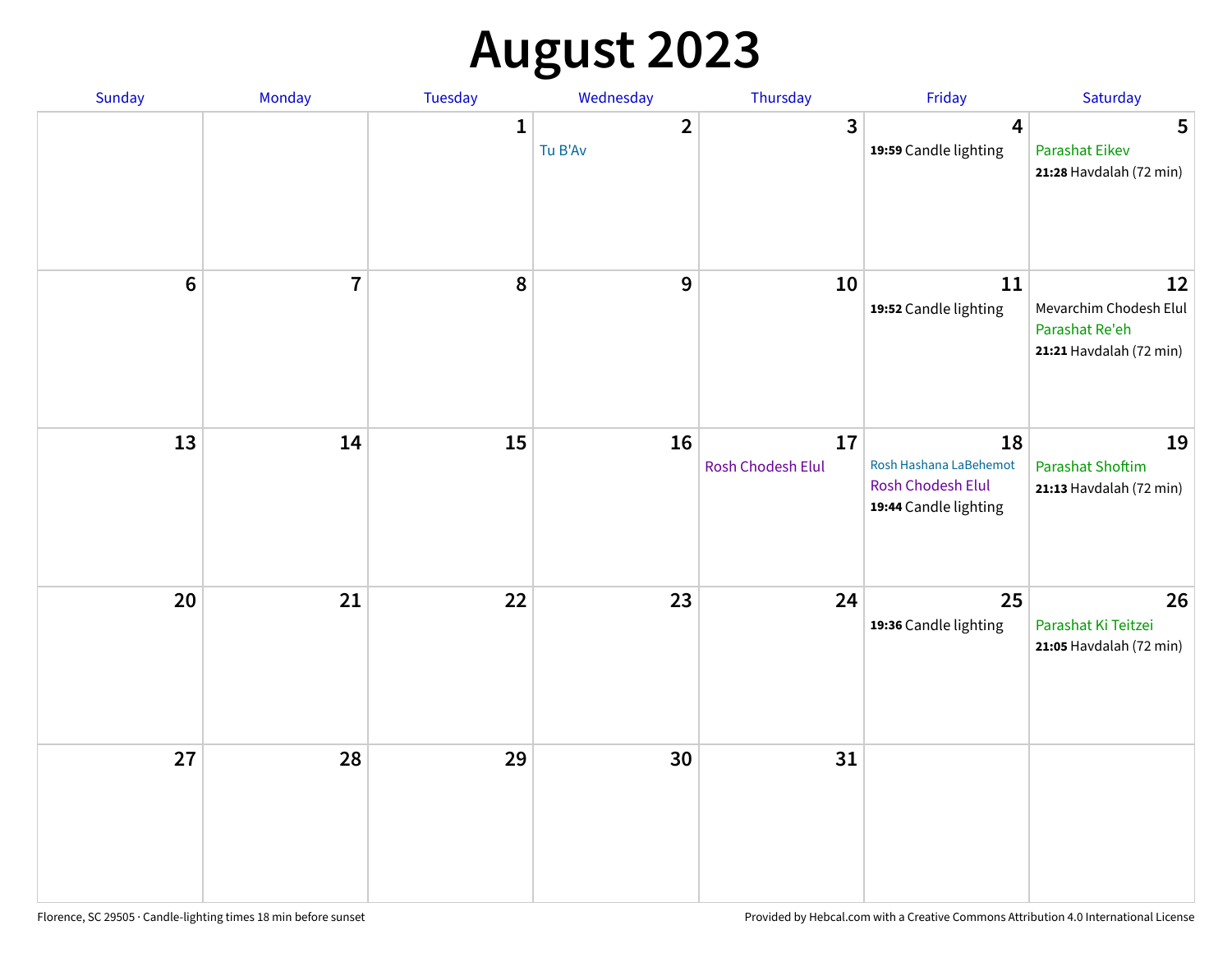# August 2023

| Sunday | Monday | Tuesday | Wednesday | Thursday | Friday | Saturday |
|---|---|---|---|---|---|---|
| | | 1 | 2<br>Tu B'Av | 3 | 4<br>**19:59** Candle lighting | 5<br>Parashat Eikev<br>**21:28** Havdalah (72 min) |
| 6 | 7 | 8 | 9 | 10 | 11<br>**19:52** Candle lighting | 12<br>Mevarchim Chodesh Elul<br>Parashat Re'eh<br>**21:21** Havdalah (72 min) |
| 13 | 14 | 15 | 16 | 17<br>Rosh Chodesh Elul | 18<br>Rosh Hashana LaBehemot<br>Rosh Chodesh Elul<br>**19:44** Candle lighting | 19<br>Parashat Shoftim<br>**21:13** Havdalah (72 min) |
| 20 | 21 | 22 | 23 | 24 | 25<br>**19:36** Candle lighting | 26<br>Parashat Ki Teitzei<br>**21:05** Havdalah (72 min) |
| 27 | 28 | 29 | 30 | 31 | | |

Florence, SC 29505 · Candle-lighting times 18 min before sunset

Provided by Hebcal.com with a Creative Commons Attribution 4.0 International License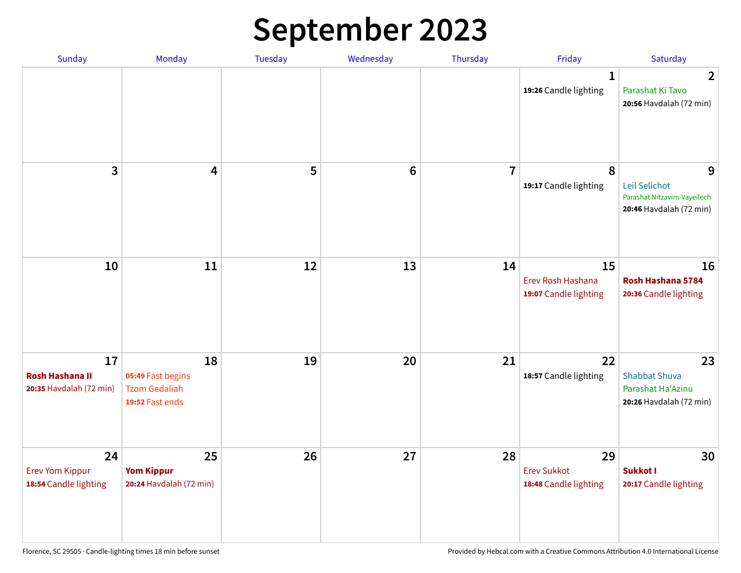# September 2023

| Sunday | Monday | Tuesday | Wednesday | Thursday | Friday | Saturday |
|---|---|---|---|---|---|---|
| | | | | | **1**<br>**19:26** Candle lighting | **2**<br>Parashat Ki Tavo<br>**20:56** Havdalah (72 min) |
| **3** | **4** | **5** | **6** | **7** | **8**<br>**19:17** Candle lighting | **9**<br>Leil Selichot<br>Parashat Nitzavim-Vayeilech<br>**20:46** Havdalah (72 min) |
| **10** | **11** | **12** | **13** | **14** | **15**<br>Erev Rosh Hashana<br>**19:07** Candle lighting | **16**<br>**Rosh Hashana 5784**<br>**20:36** Candle lighting |
| **17**<br>**Rosh Hashana II**<br>**20:35** Havdalah (72 min) | **18**<br>**05:49** Fast begins<br>Tzom Gedaliah<br>**19:52** Fast ends | **19** | **20** | **21** | **22**<br>**18:57** Candle lighting | **23**<br>Shabbat Shuva<br>Parashat Ha'Azinu<br>**20:26** Havdalah (72 min) |
| **24**<br>Erev Yom Kippur<br>**18:54** Candle lighting | **25**<br>**Yom Kippur**<br>**20:24** Havdalah (72 min) | **26** | **27** | **28** | **29**<br>Erev Sukkot<br>**18:48** Candle lighting | **30**<br>**Sukkot I**<br>**20:17** Candle lighting |

Florence, SC 29505 · Candle-lighting times 18 min before sunset

Provided by Hebcal.com with a Creative Commons Attribution 4.0 International License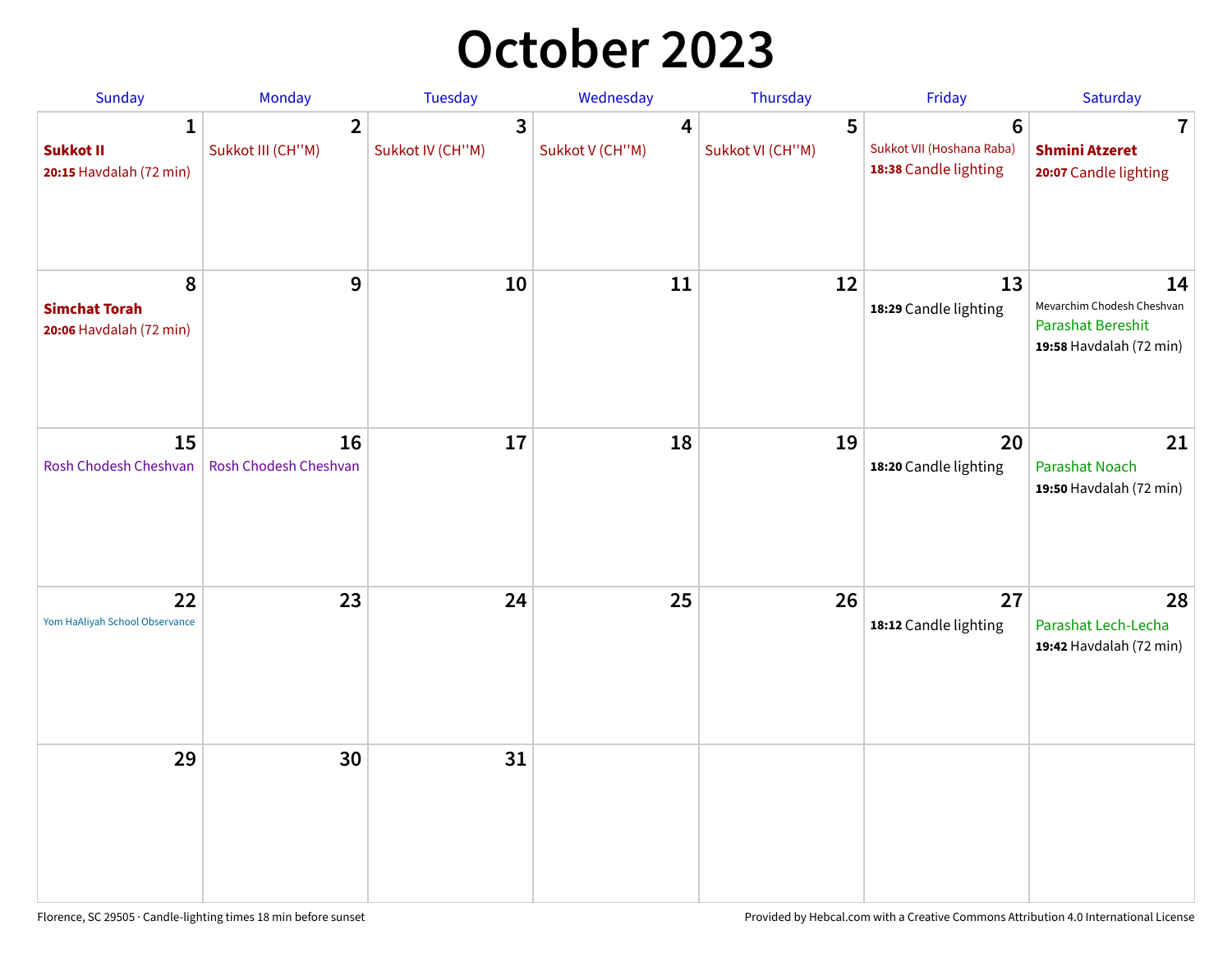# October 2023

| Sunday | Monday | Tuesday | Wednesday | Thursday | Friday | Saturday |
|---|---|---|---|---|---|---|
| **1** **Sukkot II** **20:15** Havdalah (72 min) | **2** Sukkot III (CH''M) | **3** Sukkot IV (CH''M) | **4** Sukkot V (CH''M) | **5** Sukkot VI (CH''M) | **6** Sukkot VII (Hoshana Raba) **18:38** Candle lighting | **7** **Shmini Atzeret** **20:07** Candle lighting |
| **8** **Simchat Torah** **20:06** Havdalah (72 min) | **9** | **10** | **11** | **12** | **13** **18:29** Candle lighting | **14** Mevarchim Chodesh Cheshvan Parashat Bereshit **19:58** Havdalah (72 min) |
| **15** Rosh Chodesh Cheshvan | **16** Rosh Chodesh Cheshvan | **17** | **18** | **19** | **20** **18:20** Candle lighting | **21** Parashat Noach **19:50** Havdalah (72 min) |
| **22** Yom HaAliyah School Observance | **23** | **24** | **25** | **26** | **27** **18:12** Candle lighting | **28** Parashat Lech-Lecha **19:42** Havdalah (72 min) |
| **29** | **30** | **31** | | | | |

Florence, SC 29505 · Candle-lighting times 18 min before sunset

Provided by Hebcal.com with a Creative Commons Attribution 4.0 International License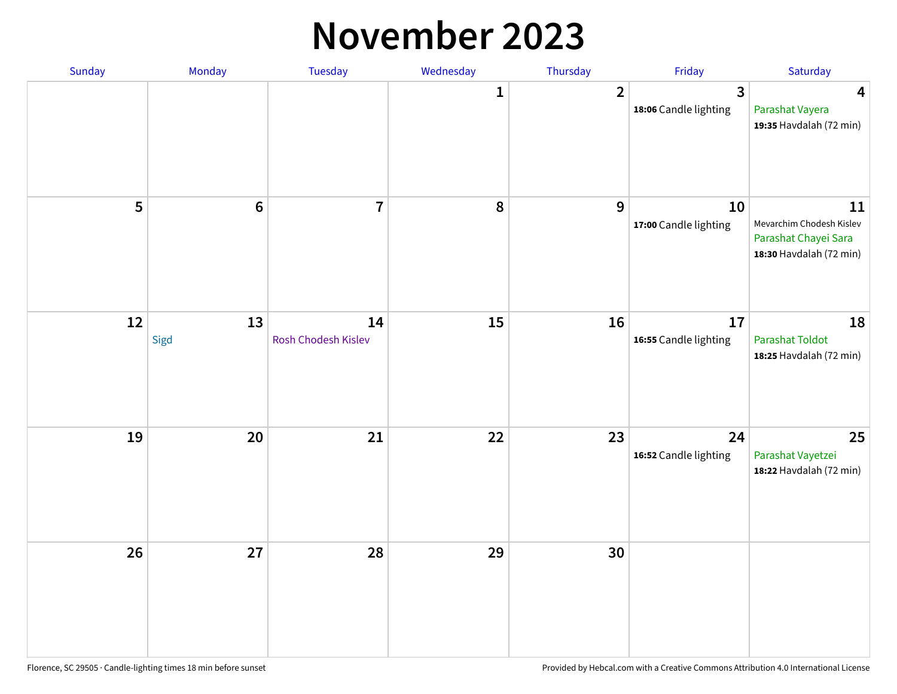# November 2023

| Sunday | Monday | Tuesday | Wednesday | Thursday | Friday | Saturday |
|---|---|---|---|---|---|---|
| | | | 1 | 2 | 3<br>**18:06** Candle lighting | 4<br>Parashat Vayera<br>**19:35** Havdalah (72 min) |
| 5 | 6 | 7 | 8 | 9 | 10<br>**17:00** Candle lighting | 11<br>Mevarchim Chodesh Kislev<br>Parashat Chayei Sara<br>**18:30** Havdalah (72 min) |
| 12 | 13<br>Sigd | 14<br>Rosh Chodesh Kislev | 15 | 16 | 17<br>**16:55** Candle lighting | 18<br>Parashat Toldot<br>**18:25** Havdalah (72 min) |
| 19 | 20 | 21 | 22 | 23 | 24<br>**16:52** Candle lighting | 25<br>Parashat Vayetzei<br>**18:22** Havdalah (72 min) |
| 26 | 27 | 28 | 29 | 30 | | |

Florence, SC 29505 · Candle-lighting times 18 min before sunset

Provided by Hebcal.com with a Creative Commons Attribution 4.0 International License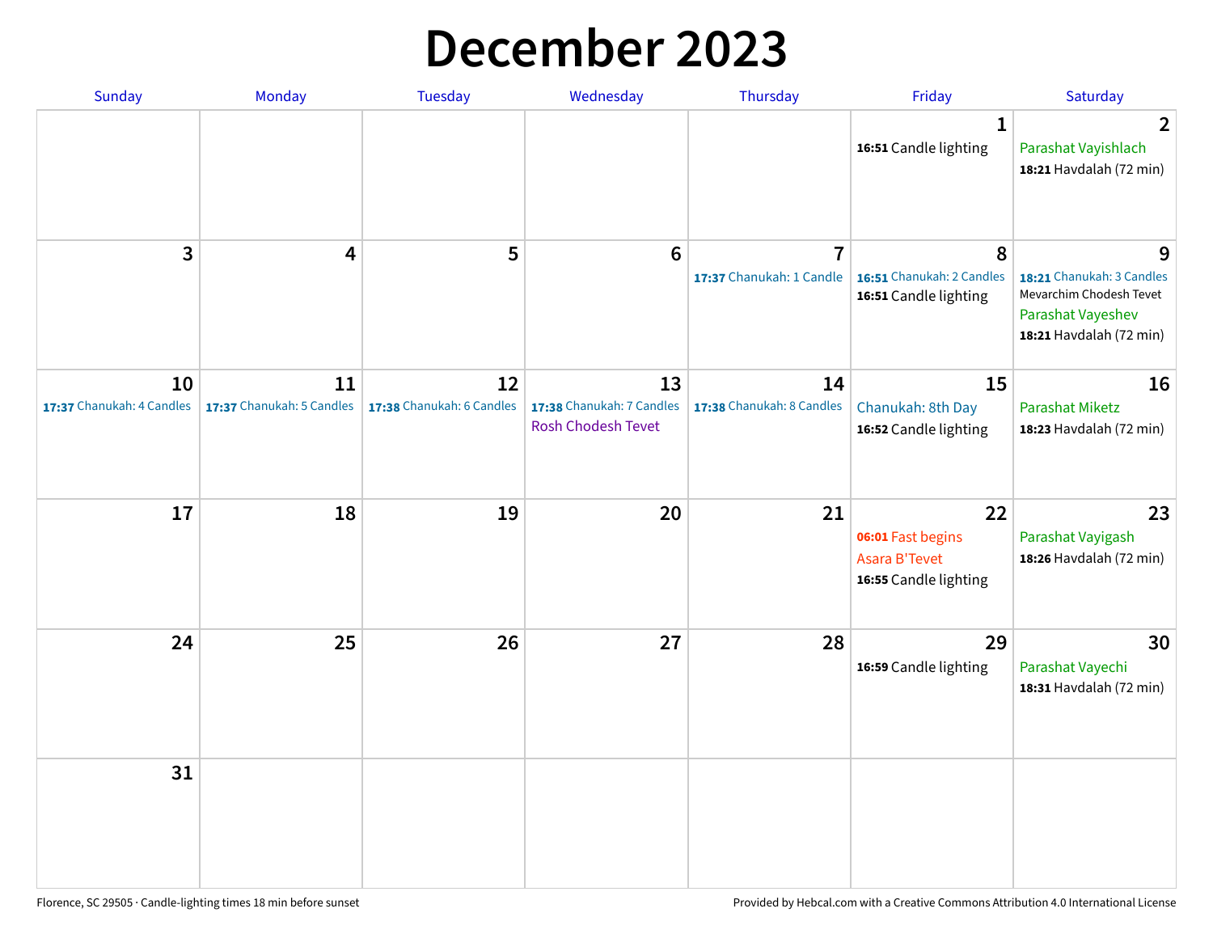# December 2023

| Sunday | Monday | Tuesday | Wednesday | Thursday | Friday | Saturday |
|---|---|---|---|---|---|---|
| | | | | | **1**<br>**16:51** Candle lighting | **2**<br>Parashat Vayishlach<br>**18:21** Havdalah (72 min) |
| **3** | **4** | **5** | **6** | **7**<br>**17:37** Chanukah: 1 Candle | **8**<br>**16:51** Chanukah: 2 Candles<br>**16:51** Candle lighting | **9**<br>**18:21** Chanukah: 3 Candles<br>Mevarchim Chodesh Tevet<br>Parashat Vayeshev<br>**18:21** Havdalah (72 min) |
| **10**<br>**17:37** Chanukah: 4 Candles | **11**<br>**17:37** Chanukah: 5 Candles | **12**<br>**17:38** Chanukah: 6 Candles | **13**<br>**17:38** Chanukah: 7 Candles<br>Rosh Chodesh Tevet | **14**<br>**17:38** Chanukah: 8 Candles | **15**<br>Chanukah: 8th Day<br>**16:52** Candle lighting | **16**<br>Parashat Miketz<br>**18:23** Havdalah (72 min) |
| **17** | **18** | **19** | **20** | **21** | **22**<br>**06:01** Fast begins<br>Asara B'Tevet<br>**16:55** Candle lighting | **23**<br>Parashat Vayigash<br>**18:26** Havdalah (72 min) |
| **24** | **25** | **26** | **27** | **28** | **29**<br>**16:59** Candle lighting | **30**<br>Parashat Vayechi<br>**18:31** Havdalah (72 min) |
| **31** | | | | | | |

Florence, SC 29505 · Candle-lighting times 18 min before sunset

Provided by Hebcal.com with a Creative Commons Attribution 4.0 International License